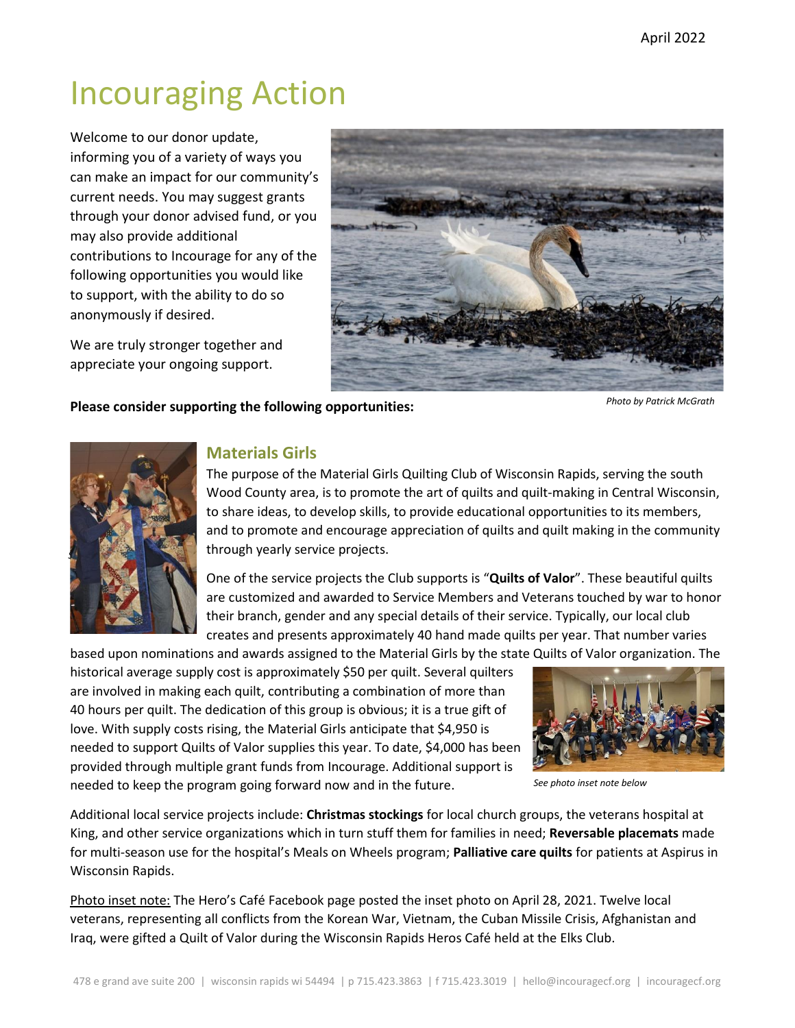April 2022

# Incouraging Action

Welcome to our donor update, informing you of a variety of ways you can make an impact for our community's current needs. You may suggest grants through your donor advised fund, or you may also provide additional contributions to Incourage for any of the following opportunities you would like to support, with the ability to do so anonymously if desired.

We are truly stronger together and appreciate your ongoing support.

*Photo by Patrick McGrath*

**Please consider supporting the following opportunities:**

## Materials Girls

The purpose of the Material Girls Quilting Club of Wisconsin Rapids, serving the south Wood County area, is to promote the art of quilts and quilt-making in Central Wisconsin, to share ideas, to develop skills, to provide educational opportunities to its members, and to promote and encourage appreciation of quilts and quilt making in the community through yearly service projects.

One of the service projects the Club supports is "**Quilts of Valor**". These beautiful quilts are customized and awarded to Service Members and Veterans touched by war to honor their branch, gender and any special details of their service. Typically, our local club creates and presents approximately 40 hand made quilts per year. That number varies based upon nominations and awards assigned to the Material Girls by the state Quilts of Valor organization. The historical average supply cost is approximately $50 per quilt. Several quilters are involved in making each quilt, contributing a combination of more than 40 hours per quilt. The dedication of this group is obvious; it is a true gift of love. With supply costs rising, the Material Girls anticipate that $4,950 is needed to support Quilts of Valor supplies this year. To date, $4,000 has been provided through multiple grant funds from Incourage. Additional support is needed to keep the program going forward now and in the future.

*See photo inset note below*

Additional local service projects include: **Christmas stockings** for local church groups, the veterans hospital at King, and other service organizations which in turn stuff them for families in need; **Reversable placemats** made for multi-season use for the hospital's Meals on Wheels program; **Palliative care quilts** for patients at Aspirus in Wisconsin Rapids.

Photo inset note: The Hero's Café Facebook page posted the inset photo on April 28, 2021. Twelve local veterans, representing all conflicts from the Korean War, Vietnam, the Cuban Missile Crisis, Afghanistan and Iraq, were gifted a Quilt of Valor during the Wisconsin Rapids Heros Café held at the Elks Club.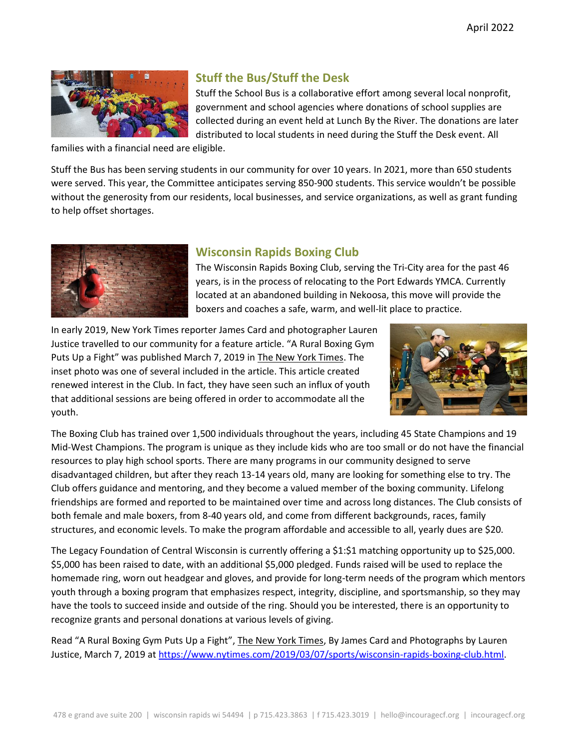## Stuff the Bus/Stuff the Desk

Stuff the School Bus is a collaborative effort among several local nonprofit, government and school agencies where donations of school supplies are collected during an event held at Lunch By the River. The donations are later distributed to local students in need during the Stuff the Desk event. All families with a financial need are eligible.

Stuff the Bus has been serving students in our community for over 10 years. In 2021, more than 650 students were served. This year, the Committee anticipates serving 850-900 students. This service wouldn't be possible without the generosity from our residents, local businesses, and service organizations, as well as grant funding to help offset shortages.

## Wisconsin Rapids Boxing Club

The Wisconsin Rapids Boxing Club, serving the Tri-City area for the past 46 years, is in the process of relocating to the Port Edwards YMCA. Currently located at an abandoned building in Nekoosa, this move will provide the boxers and coaches a safe, warm, and well-lit place to practice.

In early 2019, New York Times reporter James Card and photographer Lauren Justice travelled to our community for a feature article. "A Rural Boxing Gym Puts Up a Fight" was published March 7, 2019 in The New York Times. The inset photo was one of several included in the article. This article created renewed interest in the Club. In fact, they have seen such an influx of youth that additional sessions are being offered in order to accommodate all the youth.

The Boxing Club has trained over 1,500 individuals throughout the years, including 45 State Champions and 19 Mid-West Champions. The program is unique as they include kids who are too small or do not have the financial resources to play high school sports. There are many programs in our community designed to serve disadvantaged children, but after they reach 13-14 years old, many are looking for something else to try. The Club offers guidance and mentoring, and they become a valued member of the boxing community. Lifelong friendships are formed and reported to be maintained over time and across long distances. The Club consists of both female and male boxers, from 8-40 years old, and come from different backgrounds, races, family structures, and economic levels. To make the program affordable and accessible to all, yearly dues are $20.

The Legacy Foundation of Central Wisconsin is currently offering a $1:$1 matching opportunity up to $25,000. $5,000 has been raised to date, with an additional $5,000 pledged. Funds raised will be used to replace the homemade ring, worn out headgear and gloves, and provide for long-term needs of the program which mentors youth through a boxing program that emphasizes respect, integrity, discipline, and sportsmanship, so they may have the tools to succeed inside and outside of the ring. Should you be interested, there is an opportunity to recognize grants and personal donations at various levels of giving.

Read "A Rural Boxing Gym Puts Up a Fight", The New York Times, By James Card and Photographs by Lauren Justice, March 7, 2019 at https://www.nytimes.com/2019/03/07/sports/wisconsin-rapids-boxing-club.html.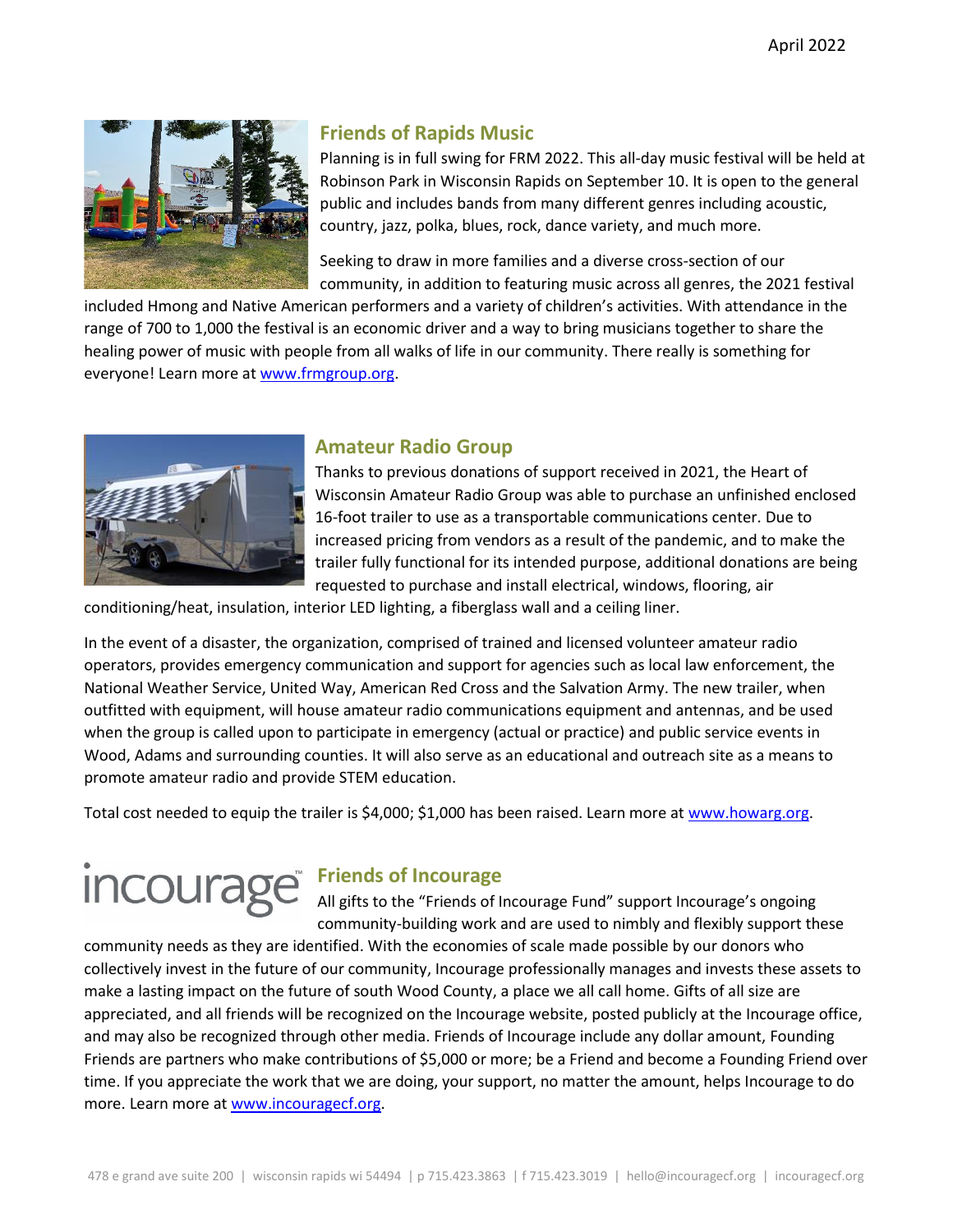## Friends of Rapids Music

Planning is in full swing for FRM 2022. This all-day music festival will be held at Robinson Park in Wisconsin Rapids on September 10. It is open to the general public and includes bands from many different genres including acoustic, country, jazz, polka, blues, rock, dance variety, and much more.

Seeking to draw in more families and a diverse cross-section of our community, in addition to featuring music across all genres, the 2021 festival included Hmong and Native American performers and a variety of children's activities. With attendance in the range of 700 to 1,000 the festival is an economic driver and a way to bring musicians together to share the healing power of music with people from all walks of life in our community. There really is something for everyone! Learn more at www.frmgroup.org.

## Amateur Radio Group

Thanks to previous donations of support received in 2021, the Heart of Wisconsin Amateur Radio Group was able to purchase an unfinished enclosed 16-foot trailer to use as a transportable communications center. Due to increased pricing from vendors as a result of the pandemic, and to make the trailer fully functional for its intended purpose, additional donations are being requested to purchase and install electrical, windows, flooring, air conditioning/heat, insulation, interior LED lighting, a fiberglass wall and a ceiling liner.

In the event of a disaster, the organization, comprised of trained and licensed volunteer amateur radio operators, provides emergency communication and support for agencies such as local law enforcement, the National Weather Service, United Way, American Red Cross and the Salvation Army. The new trailer, when outfitted with equipment, will house amateur radio communications equipment and antennas, and be used when the group is called upon to participate in emergency (actual or practice) and public service events in Wood, Adams and surrounding counties. It will also serve as an educational and outreach site as a means to promote amateur radio and provide STEM education.

Total cost needed to equip the trailer is $4,000; $1,000 has been raised. Learn more at www.howarg.org.

## Friends of Incourage

All gifts to the "Friends of Incourage Fund" support Incourage's ongoing community-building work and are used to nimbly and flexibly support these community needs as they are identified. With the economies of scale made possible by our donors who collectively invest in the future of our community, Incourage professionally manages and invests these assets to make a lasting impact on the future of south Wood County, a place we all call home. Gifts of all size are appreciated, and all friends will be recognized on the Incourage website, posted publicly at the Incourage office, and may also be recognized through other media. Friends of Incourage include any dollar amount, Founding Friends are partners who make contributions of $5,000 or more; be a Friend and become a Founding Friend over time. If you appreciate the work that we are doing, your support, no matter the amount, helps Incourage to do more. Learn more at www.incouragecf.org.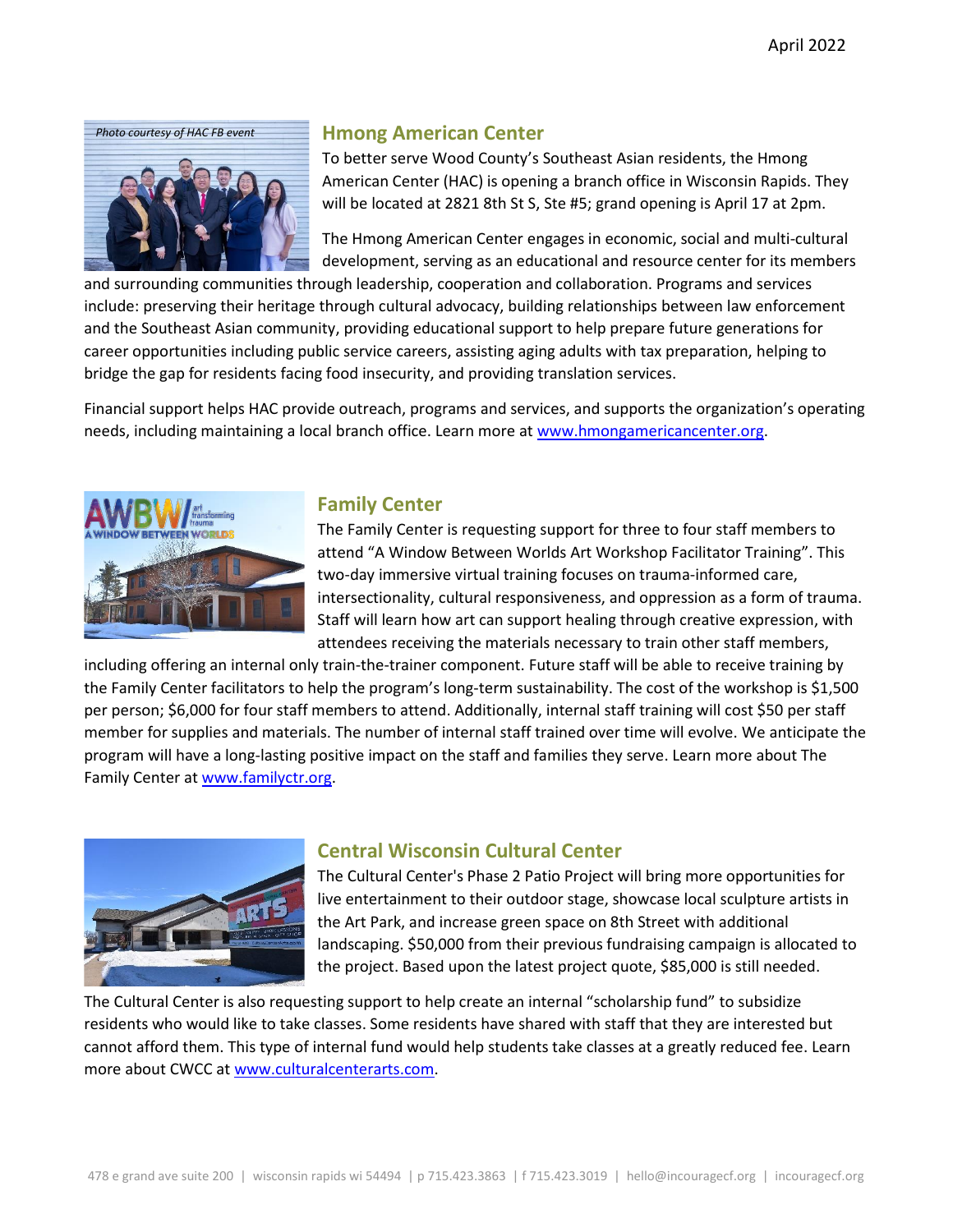April 2022

*Photo courtesy of HAC FB event*

## Hmong American Center

To better serve Wood County's Southeast Asian residents, the Hmong American Center (HAC) is opening a branch office in Wisconsin Rapids. They will be located at 2821 8th St S, Ste #5; grand opening is April 17 at 2pm.

The Hmong American Center engages in economic, social and multi-cultural development, serving as an educational and resource center for its members and surrounding communities through leadership, cooperation and collaboration. Programs and services include: preserving their heritage through cultural advocacy, building relationships between law enforcement and the Southeast Asian community, providing educational support to help prepare future generations for career opportunities including public service careers, assisting aging adults with tax preparation, helping to bridge the gap for residents facing food insecurity, and providing translation services.

Financial support helps HAC provide outreach, programs and services, and supports the organization's operating needs, including maintaining a local branch office. Learn more at www.hmongamericancenter.org.

## Family Center

The Family Center is requesting support for three to four staff members to attend "A Window Between Worlds Art Workshop Facilitator Training". This two-day immersive virtual training focuses on trauma-informed care, intersectionality, cultural responsiveness, and oppression as a form of trauma. Staff will learn how art can support healing through creative expression, with attendees receiving the materials necessary to train other staff members, including offering an internal only train-the-trainer component. Future staff will be able to receive training by the Family Center facilitators to help the program's long-term sustainability. The cost of the workshop is $1,500 per person; $6,000 for four staff members to attend. Additionally, internal staff training will cost $50 per staff member for supplies and materials. The number of internal staff trained over time will evolve. We anticipate the program will have a long-lasting positive impact on the staff and families they serve. Learn more about The Family Center at www.familyctr.org.

## Central Wisconsin Cultural Center

The Cultural Center's Phase 2 Patio Project will bring more opportunities for live entertainment to their outdoor stage, showcase local sculpture artists in the Art Park, and increase green space on 8th Street with additional landscaping. $50,000 from their previous fundraising campaign is allocated to the project. Based upon the latest project quote, $85,000 is still needed.

The Cultural Center is also requesting support to help create an internal "scholarship fund" to subsidize residents who would like to take classes. Some residents have shared with staff that they are interested but cannot afford them. This type of internal fund would help students take classes at a greatly reduced fee. Learn more about CWCC at www.culturalcenterarts.com.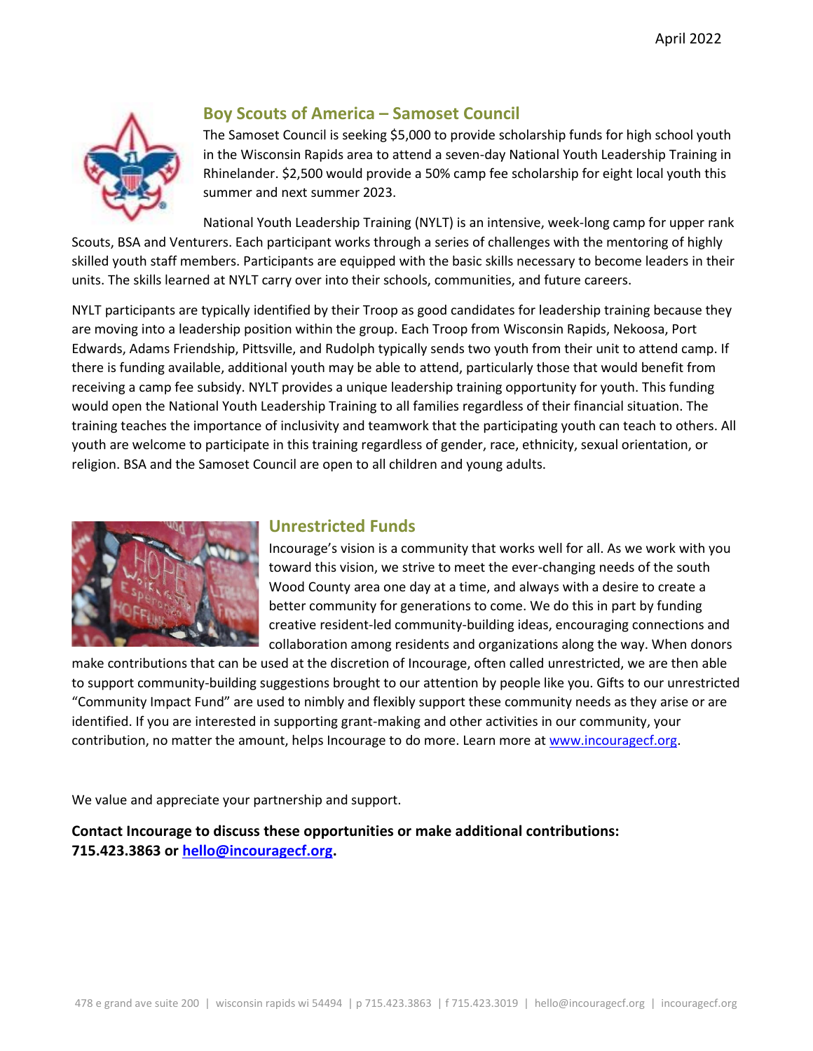April 2022

## Boy Scouts of America – Samoset Council

The Samoset Council is seeking $5,000 to provide scholarship funds for high school youth in the Wisconsin Rapids area to attend a seven-day National Youth Leadership Training in Rhinelander. $2,500 would provide a 50% camp fee scholarship for eight local youth this summer and next summer 2023.

National Youth Leadership Training (NYLT) is an intensive, week-long camp for upper rank Scouts, BSA and Venturers. Each participant works through a series of challenges with the mentoring of highly skilled youth staff members. Participants are equipped with the basic skills necessary to become leaders in their units. The skills learned at NYLT carry over into their schools, communities, and future careers.

NYLT participants are typically identified by their Troop as good candidates for leadership training because they are moving into a leadership position within the group. Each Troop from Wisconsin Rapids, Nekoosa, Port Edwards, Adams Friendship, Pittsville, and Rudolph typically sends two youth from their unit to attend camp. If there is funding available, additional youth may be able to attend, particularly those that would benefit from receiving a camp fee subsidy. NYLT provides a unique leadership training opportunity for youth. This funding would open the National Youth Leadership Training to all families regardless of their financial situation. The training teaches the importance of inclusivity and teamwork that the participating youth can teach to others. All youth are welcome to participate in this training regardless of gender, race, ethnicity, sexual orientation, or religion. BSA and the Samoset Council are open to all children and young adults.

## Unrestricted Funds

Incourage's vision is a community that works well for all. As we work with you toward this vision, we strive to meet the ever-changing needs of the south Wood County area one day at a time, and always with a desire to create a better community for generations to come. We do this in part by funding creative resident-led community-building ideas, encouraging connections and collaboration among residents and organizations along the way. When donors make contributions that can be used at the discretion of Incourage, often called unrestricted, we are then able to support community-building suggestions brought to our attention by people like you. Gifts to our unrestricted "Community Impact Fund" are used to nimbly and flexibly support these community needs as they arise or are identified. If you are interested in supporting grant-making and other activities in our community, your contribution, no matter the amount, helps Incourage to do more. Learn more at [www.incouragecf.org](http://www.incouragecf.org).

We value and appreciate your partnership and support.

**Contact Incourage to discuss these opportunities or make additional contributions: 715.423.3863 or [hello@incouragecf.org](mailto:hello@incouragecf.org).**

478 e grand ave suite 200 | wisconsin rapids wi 54494 | p 715.423.3863 | f 715.423.3019 | hello@incouragecf.org | incouragecf.org